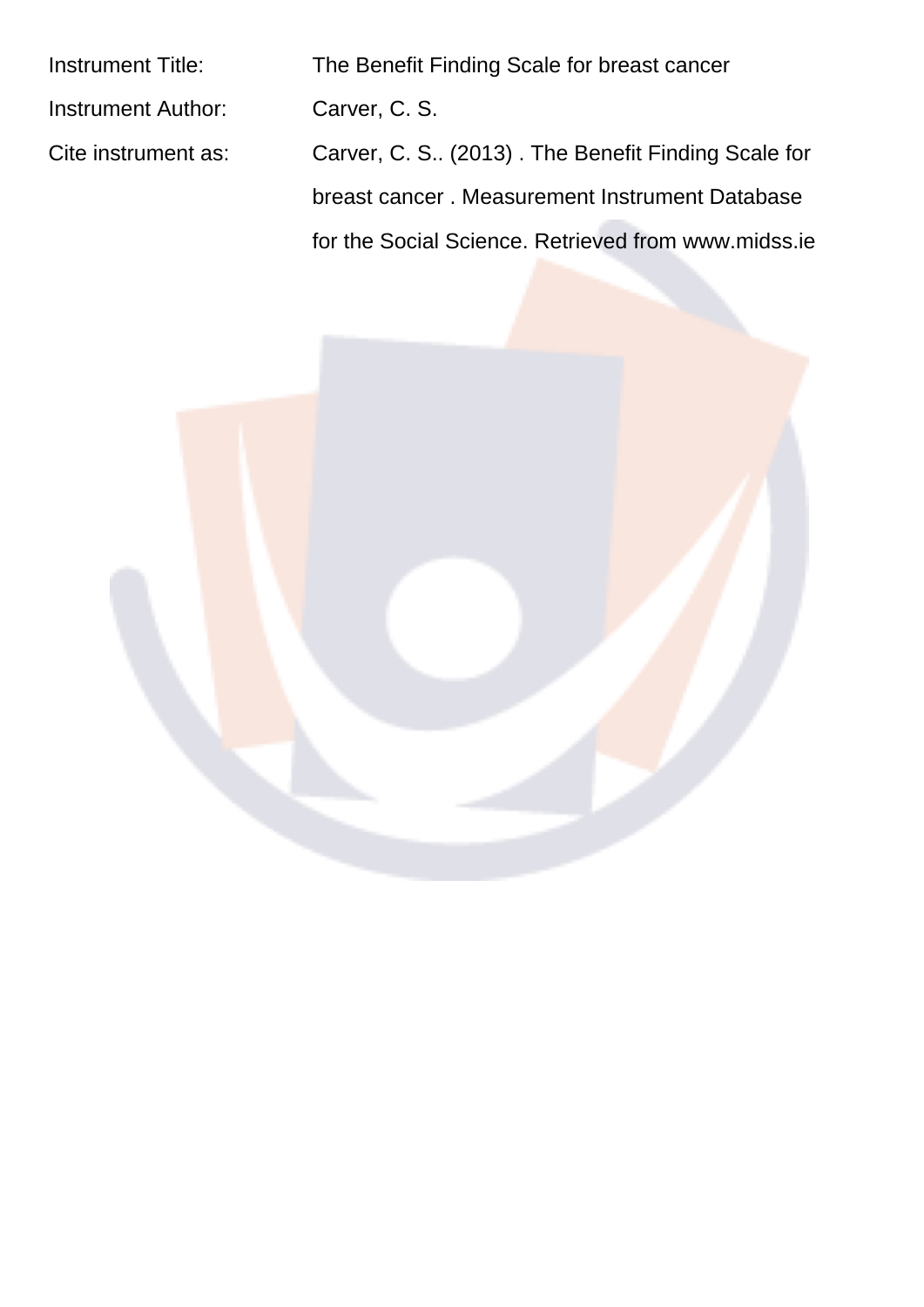Instrument Title: The Benefit Finding Scale for breast cancer

Instrument Author: Carver, C. S.

Cite instrument as: Carver, C. S.. (2013) . The Benefit Finding Scale for breast cancer . Measurement Instrument Database for the Social Science. Retrieved from www.midss.ie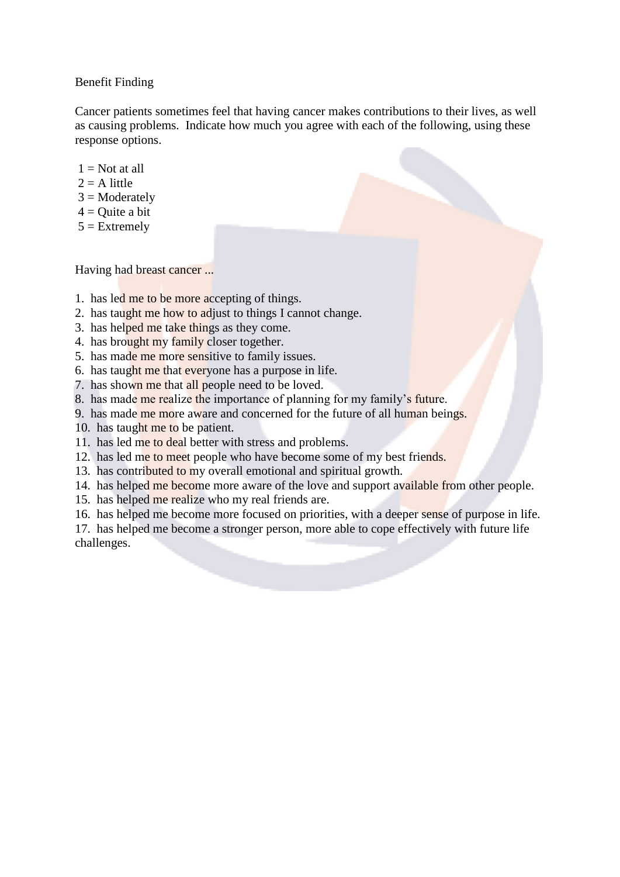Benefit Finding

Cancer patients sometimes feel that having cancer makes contributions to their lives, as well as causing problems. Indicate how much you agree with each of the following, using these response options.

1 = Not at all
2 = A little
3 = Moderately
4 = Quite a bit
5 = Extremely

Having had breast cancer ...

1. has led me to be more accepting of things.
2. has taught me how to adjust to things I cannot change.
3. has helped me take things as they come.
4. has brought my family closer together.
5. has made me more sensitive to family issues.
6. has taught me that everyone has a purpose in life.
7. has shown me that all people need to be loved.
8. has made me realize the importance of planning for my family's future.
9. has made me more aware and concerned for the future of all human beings.
10. has taught me to be patient.
11. has led me to deal better with stress and problems.
12. has led me to meet people who have become some of my best friends.
13. has contributed to my overall emotional and spiritual growth.
14. has helped me become more aware of the love and support available from other people.
15. has helped me realize who my real friends are.
16. has helped me become more focused on priorities, with a deeper sense of purpose in life.
17. has helped me become a stronger person, more able to cope effectively with future life challenges.